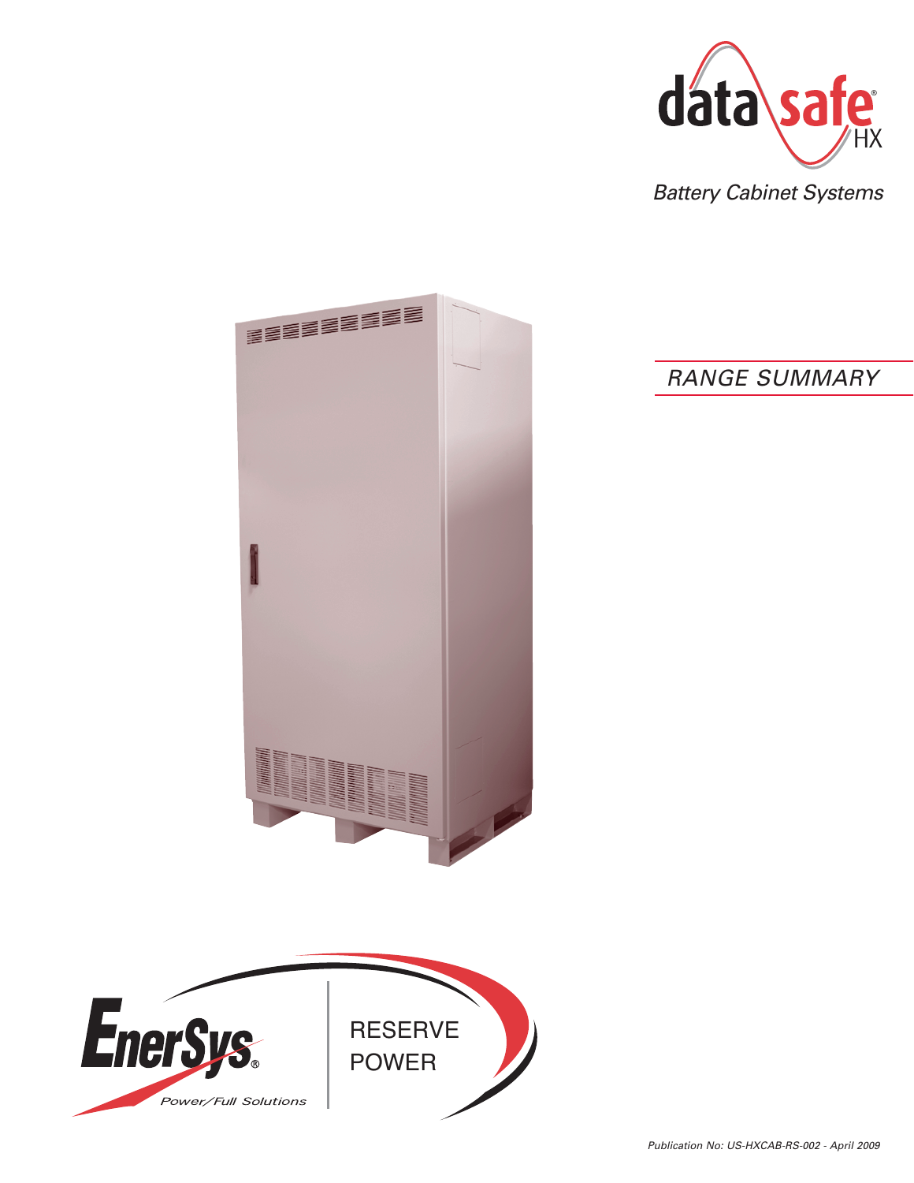# data safe® HX

*Battery Cabinet Systems*

## *RANGE SUMMARY*

EnerSys®

*Power/Full Solutions*

RESERVE POWER

*Publication No: US-HXCAB-RS-002 - April 2009*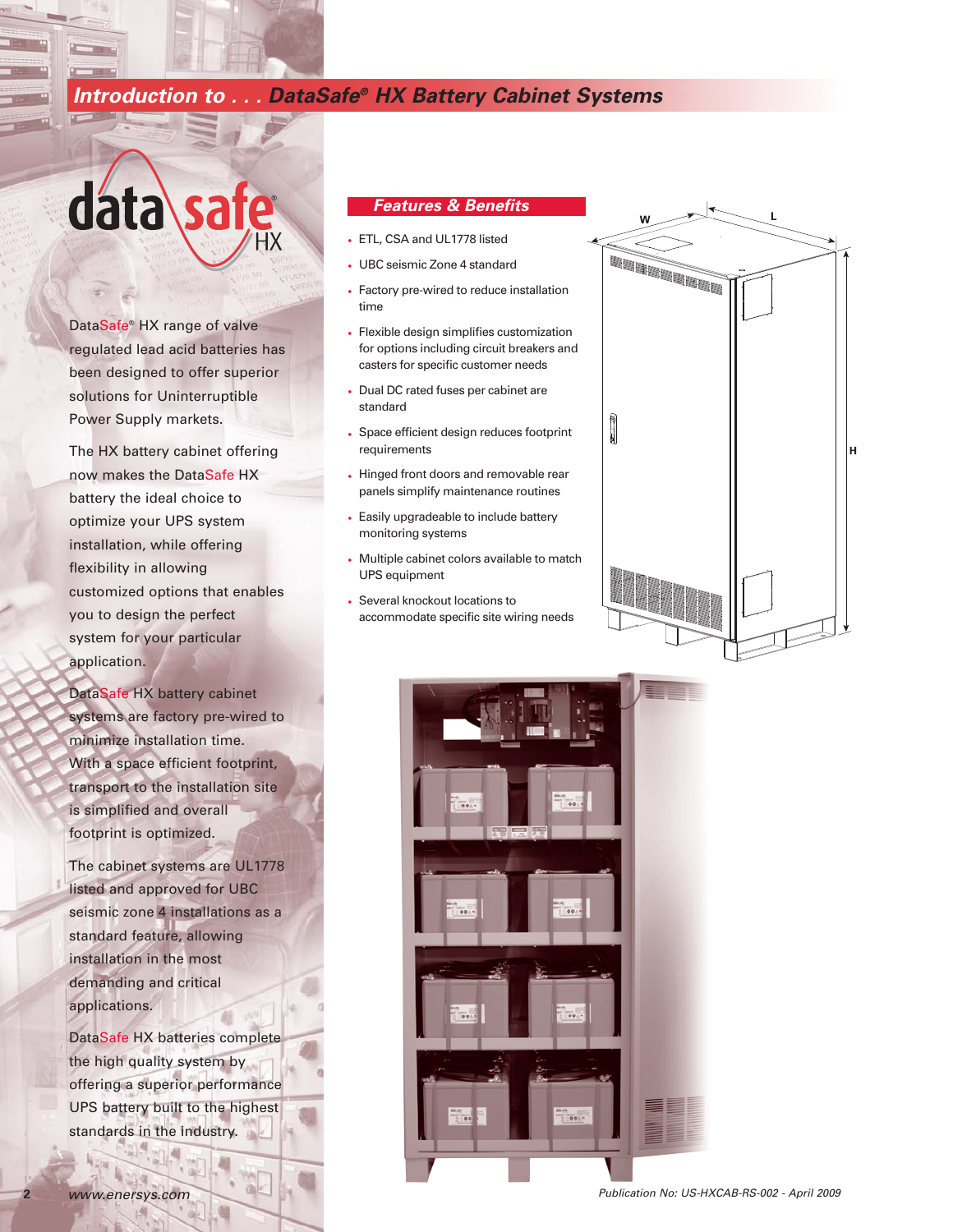## Introduction to . . . DataSafe® HX Battery Cabinet Systems

DataSafe® HX range of valve regulated lead acid batteries has been designed to offer superior solutions for Uninterruptible Power Supply markets.

The HX battery cabinet offering now makes the DataSafe HX battery the ideal choice to optimize your UPS system installation, while offering flexibility in allowing customized options that enables you to design the perfect system for your particular application.

DataSafe HX battery cabinet systems are factory pre-wired to minimize installation time. With a space efficient footprint, transport to the installation site is simplified and overall footprint is optimized.

The cabinet systems are UL1778 listed and approved for UBC seismic zone 4 installations as a standard feature, allowing installation in the most demanding and critical applications.

DataSafe HX batteries complete the high quality system by offering a superior performance UPS battery built to the highest standards in the industry.

### Features & Benefits

- ETL, CSA and UL1778 listed
- UBC seismic Zone 4 standard
- Factory pre-wired to reduce installation time
- Flexible design simplifies customization for options including circuit breakers and casters for specific customer needs
- Dual DC rated fuses per cabinet are standard
- Space efficient design reduces footprint requirements
- Hinged front doors and removable rear panels simplify maintenance routines
- Easily upgradeable to include battery monitoring systems
- Multiple cabinet colors available to match UPS equipment
- Several knockout locations to accommodate specific site wiring needs

W L H

Publication No: US-HXCAB-RS-002 - April 2009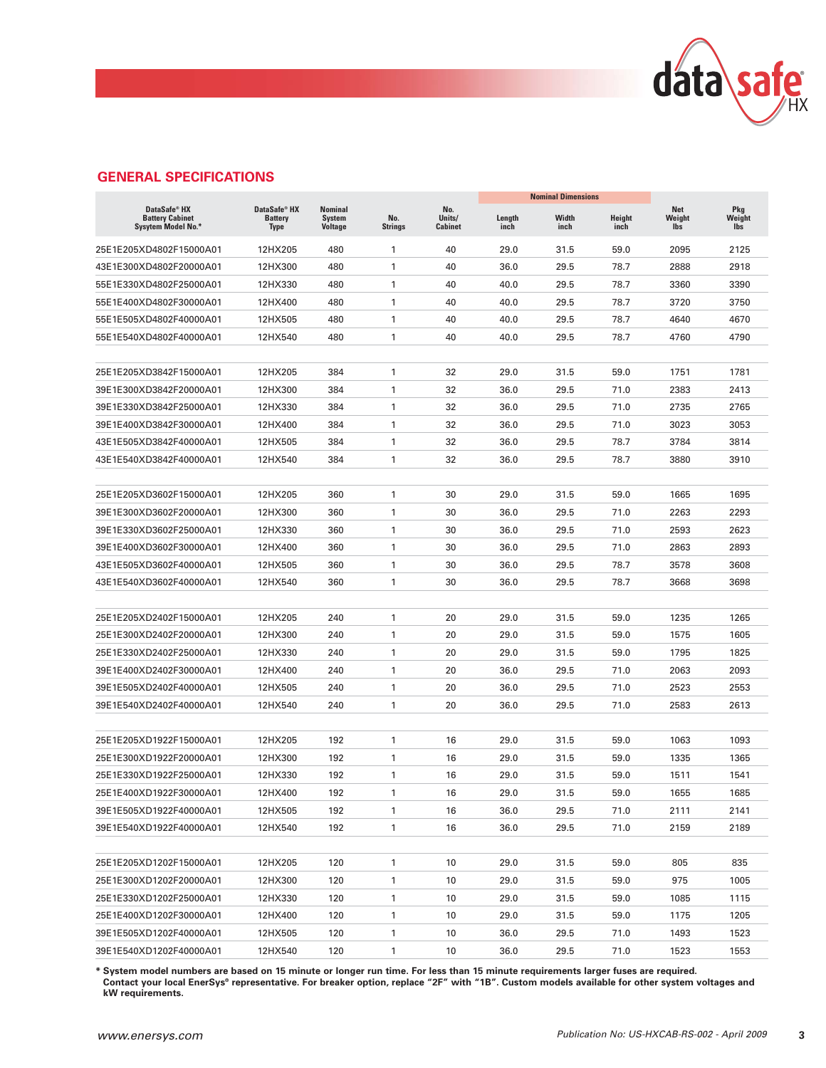## GENERAL SPECIFICATIONS

| DataSafe® HX Battery Cabinet Sysytem Model No.* | DataSafe® HX Battery Type | Nominal System Voltage | No. Strings | No. Units/ Cabinet | Nominal Dimensions | | | Net Weight lbs | Pkg Weight lbs |
|---|---|---|---|---|---|---|---|---|---|
| | | | | | Length inch | Width inch | Height inch | | |
| 25E1E205XD4802F15000A01 | 12HX205 | 480 | 1 | 40 | 29.0 | 31.5 | 59.0 | 2095 | 2125 |
| 43E1E300XD4802F20000A01 | 12HX300 | 480 | 1 | 40 | 36.0 | 29.5 | 78.7 | 2888 | 2918 |
| 55E1E330XD4802F25000A01 | 12HX330 | 480 | 1 | 40 | 40.0 | 29.5 | 78.7 | 3360 | 3390 |
| 55E1E400XD4802F30000A01 | 12HX400 | 480 | 1 | 40 | 40.0 | 29.5 | 78.7 | 3720 | 3750 |
| 55E1E505XD4802F40000A01 | 12HX505 | 480 | 1 | 40 | 40.0 | 29.5 | 78.7 | 4640 | 4670 |
| 55E1E540XD4802F40000A01 | 12HX540 | 480 | 1 | 40 | 40.0 | 29.5 | 78.7 | 4760 | 4790 |
| | | | | | | | | | |
| 25E1E205XD3842F15000A01 | 12HX205 | 384 | 1 | 32 | 29.0 | 31.5 | 59.0 | 1751 | 1781 |
| 39E1E300XD3842F20000A01 | 12HX300 | 384 | 1 | 32 | 36.0 | 29.5 | 71.0 | 2383 | 2413 |
| 39E1E330XD3842F25000A01 | 12HX330 | 384 | 1 | 32 | 36.0 | 29.5 | 71.0 | 2735 | 2765 |
| 39E1E400XD3842F30000A01 | 12HX400 | 384 | 1 | 32 | 36.0 | 29.5 | 71.0 | 3023 | 3053 |
| 43E1E505XD3842F40000A01 | 12HX505 | 384 | 1 | 32 | 36.0 | 29.5 | 78.7 | 3784 | 3814 |
| 43E1E540XD3842F40000A01 | 12HX540 | 384 | 1 | 32 | 36.0 | 29.5 | 78.7 | 3880 | 3910 |
| | | | | | | | | | |
| 25E1E205XD3602F15000A01 | 12HX205 | 360 | 1 | 30 | 29.0 | 31.5 | 59.0 | 1665 | 1695 |
| 39E1E300XD3602F20000A01 | 12HX300 | 360 | 1 | 30 | 36.0 | 29.5 | 71.0 | 2263 | 2293 |
| 39E1E330XD3602F25000A01 | 12HX330 | 360 | 1 | 30 | 36.0 | 29.5 | 71.0 | 2593 | 2623 |
| 39E1E400XD3602F30000A01 | 12HX400 | 360 | 1 | 30 | 36.0 | 29.5 | 71.0 | 2863 | 2893 |
| 43E1E505XD3602F40000A01 | 12HX505 | 360 | 1 | 30 | 36.0 | 29.5 | 78.7 | 3578 | 3608 |
| 43E1E540XD3602F40000A01 | 12HX540 | 360 | 1 | 30 | 36.0 | 29.5 | 78.7 | 3668 | 3698 |
| | | | | | | | | | |
| 25E1E205XD2402F15000A01 | 12HX205 | 240 | 1 | 20 | 29.0 | 31.5 | 59.0 | 1235 | 1265 |
| 25E1E300XD2402F20000A01 | 12HX300 | 240 | 1 | 20 | 29.0 | 31.5 | 59.0 | 1575 | 1605 |
| 25E1E330XD2402F25000A01 | 12HX330 | 240 | 1 | 20 | 29.0 | 31.5 | 59.0 | 1795 | 1825 |
| 39E1E400XD2402F30000A01 | 12HX400 | 240 | 1 | 20 | 36.0 | 29.5 | 71.0 | 2063 | 2093 |
| 39E1E505XD2402F40000A01 | 12HX505 | 240 | 1 | 20 | 36.0 | 29.5 | 71.0 | 2523 | 2553 |
| 39E1E540XD2402F40000A01 | 12HX540 | 240 | 1 | 20 | 36.0 | 29.5 | 71.0 | 2583 | 2613 |
| | | | | | | | | | |
| 25E1E205XD1922F15000A01 | 12HX205 | 192 | 1 | 16 | 29.0 | 31.5 | 59.0 | 1063 | 1093 |
| 25E1E300XD1922F20000A01 | 12HX300 | 192 | 1 | 16 | 29.0 | 31.5 | 59.0 | 1335 | 1365 |
| 25E1E330XD1922F25000A01 | 12HX330 | 192 | 1 | 16 | 29.0 | 31.5 | 59.0 | 1511 | 1541 |
| 25E1E400XD1922F30000A01 | 12HX400 | 192 | 1 | 16 | 29.0 | 31.5 | 59.0 | 1655 | 1685 |
| 39E1E505XD1922F40000A01 | 12HX505 | 192 | 1 | 16 | 36.0 | 29.5 | 71.0 | 2111 | 2141 |
| 39E1E540XD1922F40000A01 | 12HX540 | 192 | 1 | 16 | 36.0 | 29.5 | 71.0 | 2159 | 2189 |
| | | | | | | | | | |
| 25E1E205XD1202F15000A01 | 12HX205 | 120 | 1 | 10 | 29.0 | 31.5 | 59.0 | 805 | 835 |
| 25E1E300XD1202F20000A01 | 12HX300 | 120 | 1 | 10 | 29.0 | 31.5 | 59.0 | 975 | 1005 |
| 25E1E330XD1202F25000A01 | 12HX330 | 120 | 1 | 10 | 29.0 | 31.5 | 59.0 | 1085 | 1115 |
| 25E1E400XD1202F30000A01 | 12HX400 | 120 | 1 | 10 | 29.0 | 31.5 | 59.0 | 1175 | 1205 |
| 39E1E505XD1202F40000A01 | 12HX505 | 120 | 1 | 10 | 36.0 | 29.5 | 71.0 | 1493 | 1523 |
| 39E1E540XD1202F40000A01 | 12HX540 | 120 | 1 | 10 | 36.0 | 29.5 | 71.0 | 1523 | 1553 |

**\* System model numbers are based on 15 minute or longer run time. For less than 15 minute requirements larger fuses are required. Contact your local EnerSys® representative. For breaker option, replace "2F" with "1B". Custom models available for other system voltages and kW requirements.**

*www.enersys.com* — *Publication No: US-HXCAB-RS-002 - April 2009*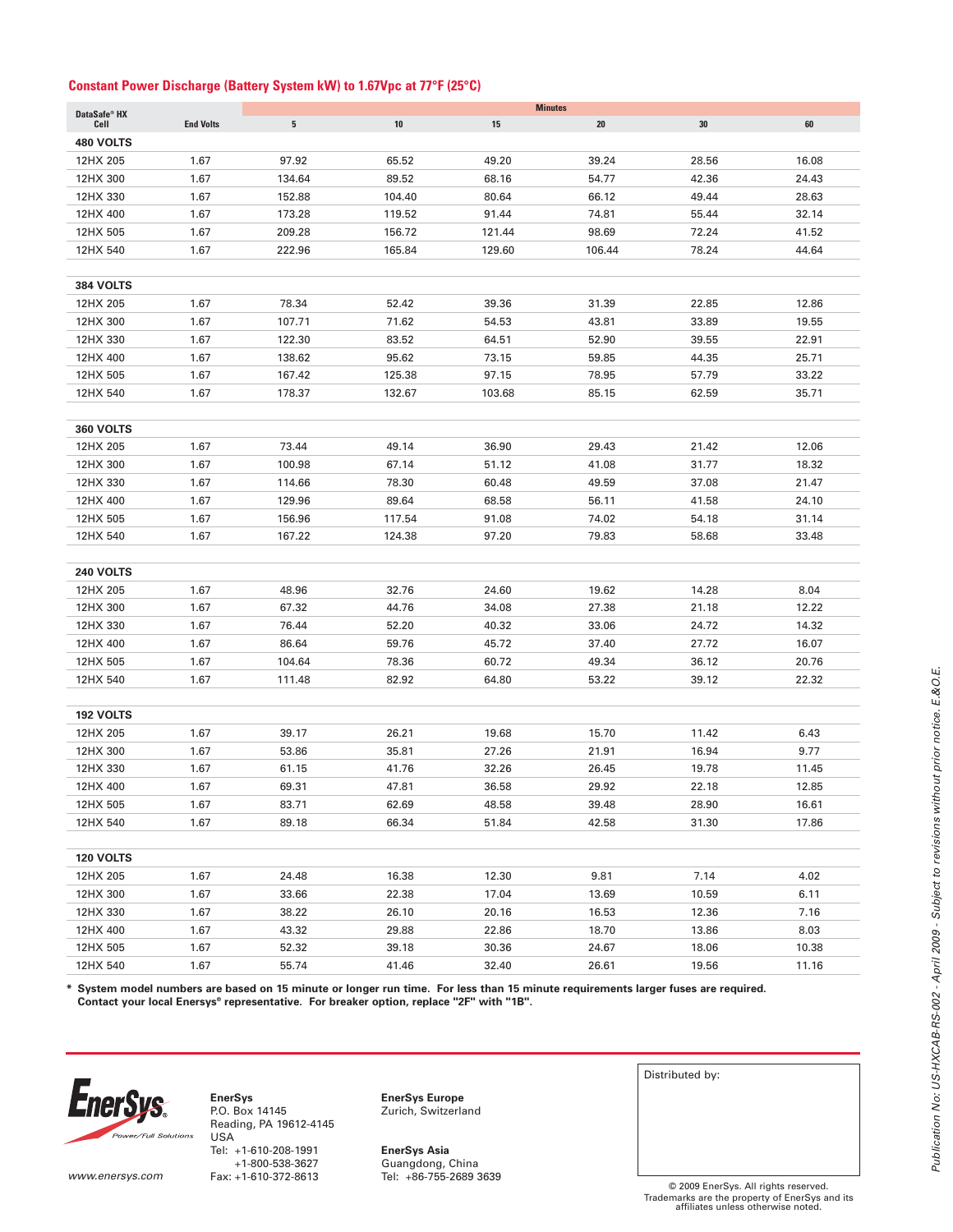## Constant Power Discharge (Battery System kW) to 1.67Vpc at 77°F (25°C)

| DataSafe® HX Cell | End Volts | Minutes | | | | | |
|---|---|---|---|---|---|---|---|
| | | 5 | 10 | 15 | 20 | 30 | 60 |
| **480 VOLTS** | | | | | | | |
| 12HX 205 | 1.67 | 97.92 | 65.52 | 49.20 | 39.24 | 28.56 | 16.08 |
| 12HX 300 | 1.67 | 134.64 | 89.52 | 68.16 | 54.77 | 42.36 | 24.43 |
| 12HX 330 | 1.67 | 152.88 | 104.40 | 80.64 | 66.12 | 49.44 | 28.63 |
| 12HX 400 | 1.67 | 173.28 | 119.52 | 91.44 | 74.81 | 55.44 | 32.14 |
| 12HX 505 | 1.67 | 209.28 | 156.72 | 121.44 | 98.69 | 72.24 | 41.52 |
| 12HX 540 | 1.67 | 222.96 | 165.84 | 129.60 | 106.44 | 78.24 | 44.64 |
| **384 VOLTS** | | | | | | | |
| 12HX 205 | 1.67 | 78.34 | 52.42 | 39.36 | 31.39 | 22.85 | 12.86 |
| 12HX 300 | 1.67 | 107.71 | 71.62 | 54.53 | 43.81 | 33.89 | 19.55 |
| 12HX 330 | 1.67 | 122.30 | 83.52 | 64.51 | 52.90 | 39.55 | 22.91 |
| 12HX 400 | 1.67 | 138.62 | 95.62 | 73.15 | 59.85 | 44.35 | 25.71 |
| 12HX 505 | 1.67 | 167.42 | 125.38 | 97.15 | 78.95 | 57.79 | 33.22 |
| 12HX 540 | 1.67 | 178.37 | 132.67 | 103.68 | 85.15 | 62.59 | 35.71 |
| **360 VOLTS** | | | | | | | |
| 12HX 205 | 1.67 | 73.44 | 49.14 | 36.90 | 29.43 | 21.42 | 12.06 |
| 12HX 300 | 1.67 | 100.98 | 67.14 | 51.12 | 41.08 | 31.77 | 18.32 |
| 12HX 330 | 1.67 | 114.66 | 78.30 | 60.48 | 49.59 | 37.08 | 21.47 |
| 12HX 400 | 1.67 | 129.96 | 89.64 | 68.58 | 56.11 | 41.58 | 24.10 |
| 12HX 505 | 1.67 | 156.96 | 117.54 | 91.08 | 74.02 | 54.18 | 31.14 |
| 12HX 540 | 1.67 | 167.22 | 124.38 | 97.20 | 79.83 | 58.68 | 33.48 |
| **240 VOLTS** | | | | | | | |
| 12HX 205 | 1.67 | 48.96 | 32.76 | 24.60 | 19.62 | 14.28 | 8.04 |
| 12HX 300 | 1.67 | 67.32 | 44.76 | 34.08 | 27.38 | 21.18 | 12.22 |
| 12HX 330 | 1.67 | 76.44 | 52.20 | 40.32 | 33.06 | 24.72 | 14.32 |
| 12HX 400 | 1.67 | 86.64 | 59.76 | 45.72 | 37.40 | 27.72 | 16.07 |
| 12HX 505 | 1.67 | 104.64 | 78.36 | 60.72 | 49.34 | 36.12 | 20.76 |
| 12HX 540 | 1.67 | 111.48 | 82.92 | 64.80 | 53.22 | 39.12 | 22.32 |
| **192 VOLTS** | | | | | | | |
| 12HX 205 | 1.67 | 39.17 | 26.21 | 19.68 | 15.70 | 11.42 | 6.43 |
| 12HX 300 | 1.67 | 53.86 | 35.81 | 27.26 | 21.91 | 16.94 | 9.77 |
| 12HX 330 | 1.67 | 61.15 | 41.76 | 32.26 | 26.45 | 19.78 | 11.45 |
| 12HX 400 | 1.67 | 69.31 | 47.81 | 36.58 | 29.92 | 22.18 | 12.85 |
| 12HX 505 | 1.67 | 83.71 | 62.69 | 48.58 | 39.48 | 28.90 | 16.61 |
| 12HX 540 | 1.67 | 89.18 | 66.34 | 51.84 | 42.58 | 31.30 | 17.86 |
| **120 VOLTS** | | | | | | | |
| 12HX 205 | 1.67 | 24.48 | 16.38 | 12.30 | 9.81 | 7.14 | 4.02 |
| 12HX 300 | 1.67 | 33.66 | 22.38 | 17.04 | 13.69 | 10.59 | 6.11 |
| 12HX 330 | 1.67 | 38.22 | 26.10 | 20.16 | 16.53 | 12.36 | 7.16 |
| 12HX 400 | 1.67 | 43.32 | 29.88 | 22.86 | 18.70 | 13.86 | 8.03 |
| 12HX 505 | 1.67 | 52.32 | 39.18 | 30.36 | 24.67 | 18.06 | 10.38 |
| 12HX 540 | 1.67 | 55.74 | 41.46 | 32.40 | 26.61 | 19.56 | 11.16 |

**\* System model numbers are based on 15 minute or longer run time. For less than 15 minute requirements larger fuses are required. Contact your local Enersys® representative. For breaker option, replace "2F" with "1B".**

EnerSys
Power/Full Solutions

www.enersys.com

**EnerSys**
P.O. Box 14145
Reading, PA 19612-4145
USA
Tel: +1-610-208-1991
+1-800-538-3627
Fax: +1-610-372-8613

**EnerSys Europe**
Zurich, Switzerland

**EnerSys Asia**
Guangdong, China
Tel: +86-755-2689 3639

Distributed by:

© 2009 EnerSys. All rights reserved.
Trademarks are the property of EnerSys and its affiliates unless otherwise noted.

*Publication No: US-HXCAB-RS-002 - April 2009 - Subject to revisions without prior notice. E.&O.E.*